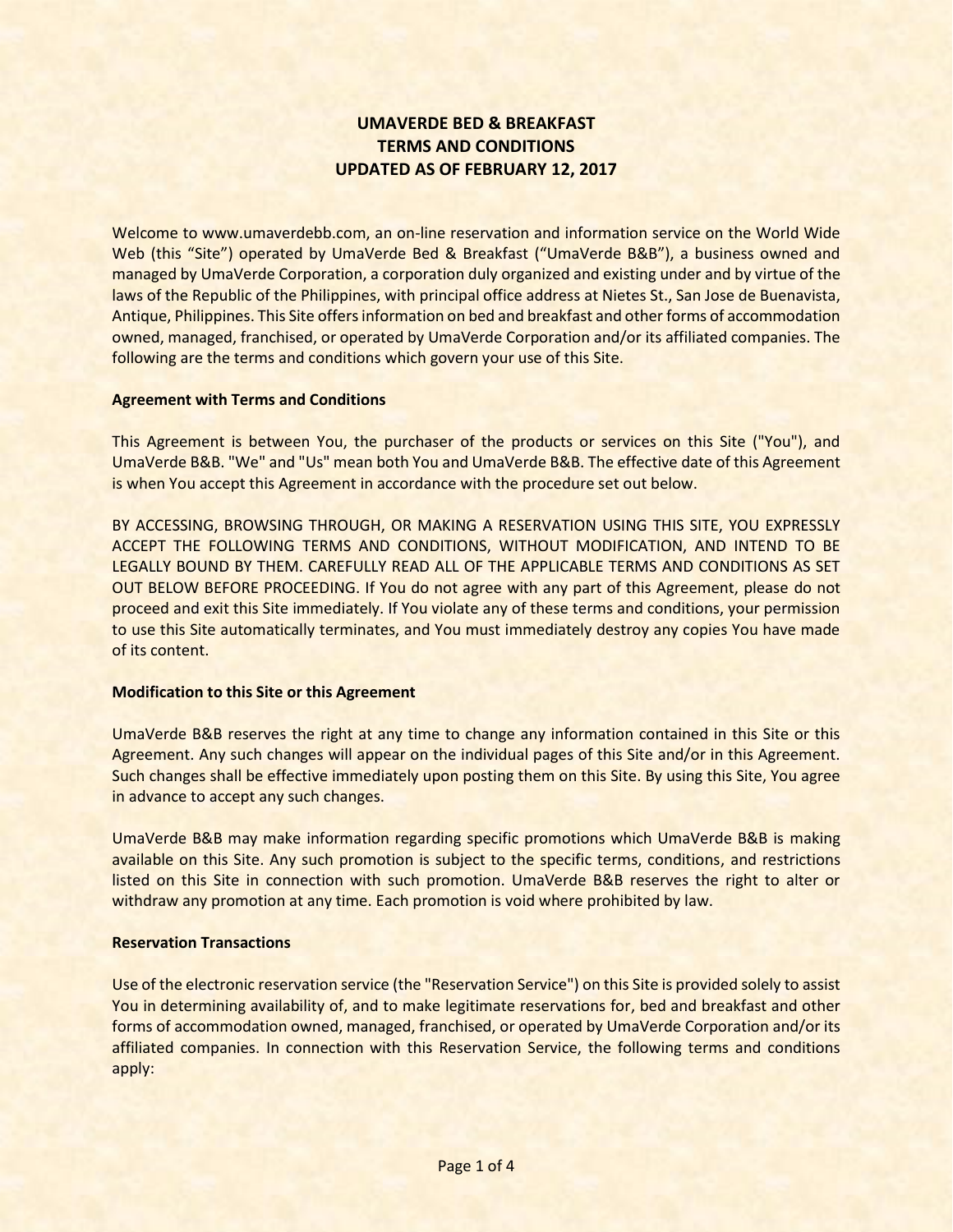# UMAVERDE BED & BREAKFAST
# TERMS AND CONDITIONS
# UPDATED AS OF FEBRUARY 12, 2017

Welcome to www.umaverdebb.com, an on-line reservation and information service on the World Wide Web (this "Site") operated by UmaVerde Bed & Breakfast ("UmaVerde B&B"), a business owned and managed by UmaVerde Corporation, a corporation duly organized and existing under and by virtue of the laws of the Republic of the Philippines, with principal office address at Nietes St., San Jose de Buenavista, Antique, Philippines. This Site offers information on bed and breakfast and other forms of accommodation owned, managed, franchised, or operated by UmaVerde Corporation and/or its affiliated companies. The following are the terms and conditions which govern your use of this Site.

**Agreement with Terms and Conditions**

This Agreement is between You, the purchaser of the products or services on this Site ("You"), and UmaVerde B&B. "We" and "Us" mean both You and UmaVerde B&B. The effective date of this Agreement is when You accept this Agreement in accordance with the procedure set out below.

BY ACCESSING, BROWSING THROUGH, OR MAKING A RESERVATION USING THIS SITE, YOU EXPRESSLY ACCEPT THE FOLLOWING TERMS AND CONDITIONS, WITHOUT MODIFICATION, AND INTEND TO BE LEGALLY BOUND BY THEM. CAREFULLY READ ALL OF THE APPLICABLE TERMS AND CONDITIONS AS SET OUT BELOW BEFORE PROCEEDING. If You do not agree with any part of this Agreement, please do not proceed and exit this Site immediately. If You violate any of these terms and conditions, your permission to use this Site automatically terminates, and You must immediately destroy any copies You have made of its content.

**Modification to this Site or this Agreement**

UmaVerde B&B reserves the right at any time to change any information contained in this Site or this Agreement. Any such changes will appear on the individual pages of this Site and/or in this Agreement. Such changes shall be effective immediately upon posting them on this Site. By using this Site, You agree in advance to accept any such changes.

UmaVerde B&B may make information regarding specific promotions which UmaVerde B&B is making available on this Site. Any such promotion is subject to the specific terms, conditions, and restrictions listed on this Site in connection with such promotion. UmaVerde B&B reserves the right to alter or withdraw any promotion at any time. Each promotion is void where prohibited by law.

**Reservation Transactions**

Use of the electronic reservation service (the "Reservation Service") on this Site is provided solely to assist You in determining availability of, and to make legitimate reservations for, bed and breakfast and other forms of accommodation owned, managed, franchised, or operated by UmaVerde Corporation and/or its affiliated companies. In connection with this Reservation Service, the following terms and conditions apply: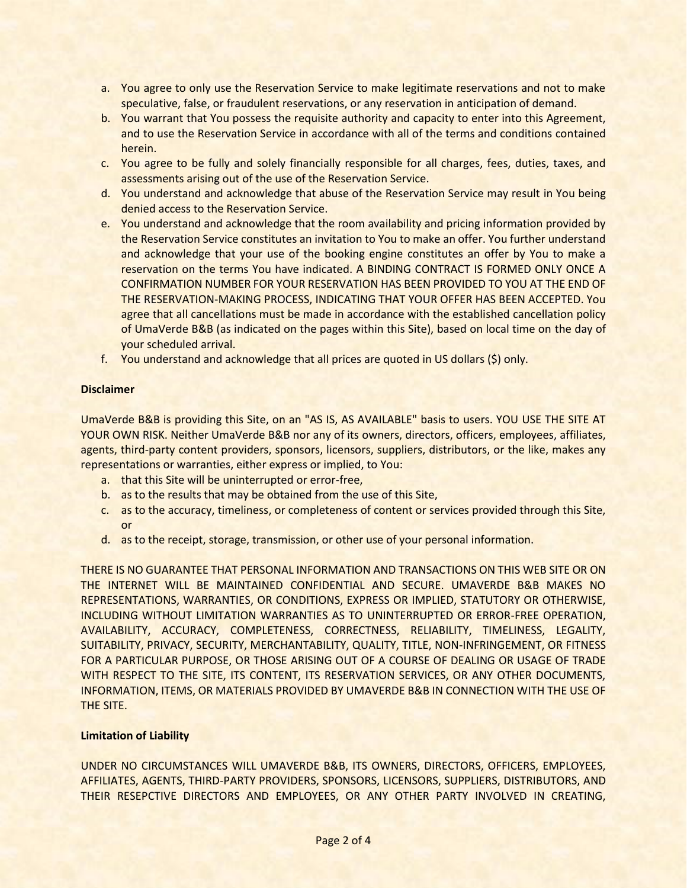a. You agree to only use the Reservation Service to make legitimate reservations and not to make speculative, false, or fraudulent reservations, or any reservation in anticipation of demand.
b. You warrant that You possess the requisite authority and capacity to enter into this Agreement, and to use the Reservation Service in accordance with all of the terms and conditions contained herein.
c. You agree to be fully and solely financially responsible for all charges, fees, duties, taxes, and assessments arising out of the use of the Reservation Service.
d. You understand and acknowledge that abuse of the Reservation Service may result in You being denied access to the Reservation Service.
e. You understand and acknowledge that the room availability and pricing information provided by the Reservation Service constitutes an invitation to You to make an offer. You further understand and acknowledge that your use of the booking engine constitutes an offer by You to make a reservation on the terms You have indicated. A BINDING CONTRACT IS FORMED ONLY ONCE A CONFIRMATION NUMBER FOR YOUR RESERVATION HAS BEEN PROVIDED TO YOU AT THE END OF THE RESERVATION-MAKING PROCESS, INDICATING THAT YOUR OFFER HAS BEEN ACCEPTED. You agree that all cancellations must be made in accordance with the established cancellation policy of UmaVerde B&B (as indicated on the pages within this Site), based on local time on the day of your scheduled arrival.
f. You understand and acknowledge that all prices are quoted in US dollars ($) only.

**Disclaimer**

UmaVerde B&B is providing this Site, on an "AS IS, AS AVAILABLE" basis to users. YOU USE THE SITE AT YOUR OWN RISK. Neither UmaVerde B&B nor any of its owners, directors, officers, employees, affiliates, agents, third-party content providers, sponsors, licensors, suppliers, distributors, or the like, makes any representations or warranties, either express or implied, to You:

a. that this Site will be uninterrupted or error-free,
b. as to the results that may be obtained from the use of this Site,
c. as to the accuracy, timeliness, or completeness of content or services provided through this Site, or
d. as to the receipt, storage, transmission, or other use of your personal information.

THERE IS NO GUARANTEE THAT PERSONAL INFORMATION AND TRANSACTIONS ON THIS WEB SITE OR ON THE INTERNET WILL BE MAINTAINED CONFIDENTIAL AND SECURE. UMAVERDE B&B MAKES NO REPRESENTATIONS, WARRANTIES, OR CONDITIONS, EXPRESS OR IMPLIED, STATUTORY OR OTHERWISE, INCLUDING WITHOUT LIMITATION WARRANTIES AS TO UNINTERRUPTED OR ERROR-FREE OPERATION, AVAILABILITY, ACCURACY, COMPLETENESS, CORRECTNESS, RELIABILITY, TIMELINESS, LEGALITY, SUITABILITY, PRIVACY, SECURITY, MERCHANTABILITY, QUALITY, TITLE, NON-INFRINGEMENT, OR FITNESS FOR A PARTICULAR PURPOSE, OR THOSE ARISING OUT OF A COURSE OF DEALING OR USAGE OF TRADE WITH RESPECT TO THE SITE, ITS CONTENT, ITS RESERVATION SERVICES, OR ANY OTHER DOCUMENTS, INFORMATION, ITEMS, OR MATERIALS PROVIDED BY UMAVERDE B&B IN CONNECTION WITH THE USE OF THE SITE.

**Limitation of Liability**

UNDER NO CIRCUMSTANCES WILL UMAVERDE B&B, ITS OWNERS, DIRECTORS, OFFICERS, EMPLOYEES, AFFILIATES, AGENTS, THIRD-PARTY PROVIDERS, SPONSORS, LICENSORS, SUPPLIERS, DISTRIBUTORS, AND THEIR RESEPCTIVE DIRECTORS AND EMPLOYEES, OR ANY OTHER PARTY INVOLVED IN CREATING,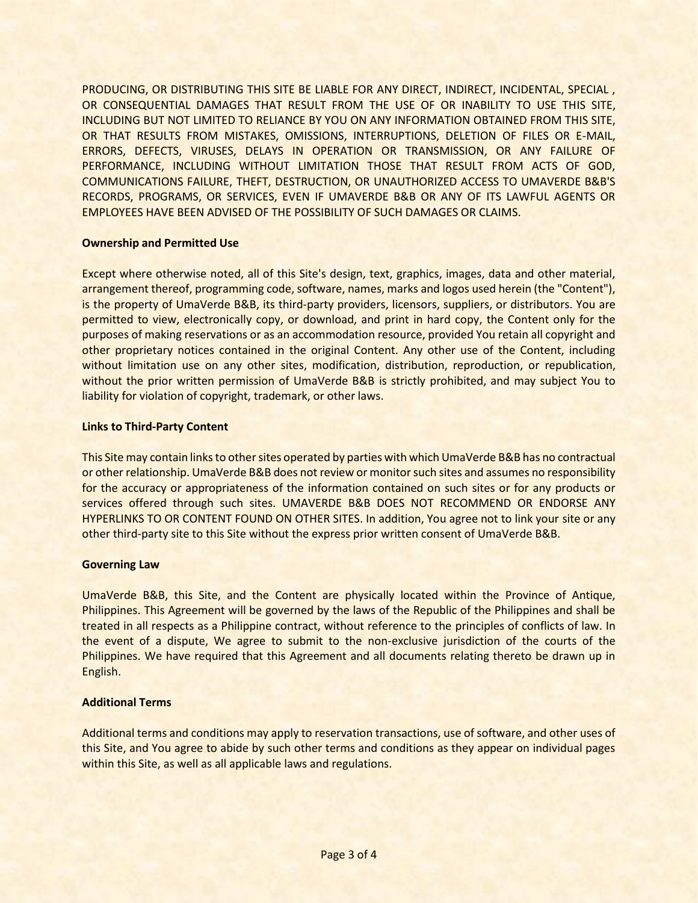PRODUCING, OR DISTRIBUTING THIS SITE BE LIABLE FOR ANY DIRECT, INDIRECT, INCIDENTAL, SPECIAL , OR CONSEQUENTIAL DAMAGES THAT RESULT FROM THE USE OF OR INABILITY TO USE THIS SITE, INCLUDING BUT NOT LIMITED TO RELIANCE BY YOU ON ANY INFORMATION OBTAINED FROM THIS SITE, OR THAT RESULTS FROM MISTAKES, OMISSIONS, INTERRUPTIONS, DELETION OF FILES OR E-MAIL, ERRORS, DEFECTS, VIRUSES, DELAYS IN OPERATION OR TRANSMISSION, OR ANY FAILURE OF PERFORMANCE, INCLUDING WITHOUT LIMITATION THOSE THAT RESULT FROM ACTS OF GOD, COMMUNICATIONS FAILURE, THEFT, DESTRUCTION, OR UNAUTHORIZED ACCESS TO UMAVERDE B&B'S RECORDS, PROGRAMS, OR SERVICES, EVEN IF UMAVERDE B&B OR ANY OF ITS LAWFUL AGENTS OR EMPLOYEES HAVE BEEN ADVISED OF THE POSSIBILITY OF SUCH DAMAGES OR CLAIMS.

**Ownership and Permitted Use**

Except where otherwise noted, all of this Site's design, text, graphics, images, data and other material, arrangement thereof, programming code, software, names, marks and logos used herein (the "Content"), is the property of UmaVerde B&B, its third-party providers, licensors, suppliers, or distributors. You are permitted to view, electronically copy, or download, and print in hard copy, the Content only for the purposes of making reservations or as an accommodation resource, provided You retain all copyright and other proprietary notices contained in the original Content. Any other use of the Content, including without limitation use on any other sites, modification, distribution, reproduction, or republication, without the prior written permission of UmaVerde B&B is strictly prohibited, and may subject You to liability for violation of copyright, trademark, or other laws.

**Links to Third-Party Content**

This Site may contain links to other sites operated by parties with which UmaVerde B&B has no contractual or other relationship. UmaVerde B&B does not review or monitor such sites and assumes no responsibility for the accuracy or appropriateness of the information contained on such sites or for any products or services offered through such sites. UMAVERDE B&B DOES NOT RECOMMEND OR ENDORSE ANY HYPERLINKS TO OR CONTENT FOUND ON OTHER SITES. In addition, You agree not to link your site or any other third-party site to this Site without the express prior written consent of UmaVerde B&B.

**Governing Law**

UmaVerde B&B, this Site, and the Content are physically located within the Province of Antique, Philippines. This Agreement will be governed by the laws of the Republic of the Philippines and shall be treated in all respects as a Philippine contract, without reference to the principles of conflicts of law. In the event of a dispute, We agree to submit to the non-exclusive jurisdiction of the courts of the Philippines. We have required that this Agreement and all documents relating thereto be drawn up in English.

**Additional Terms**

Additional terms and conditions may apply to reservation transactions, use of software, and other uses of this Site, and You agree to abide by such other terms and conditions as they appear on individual pages within this Site, as well as all applicable laws and regulations.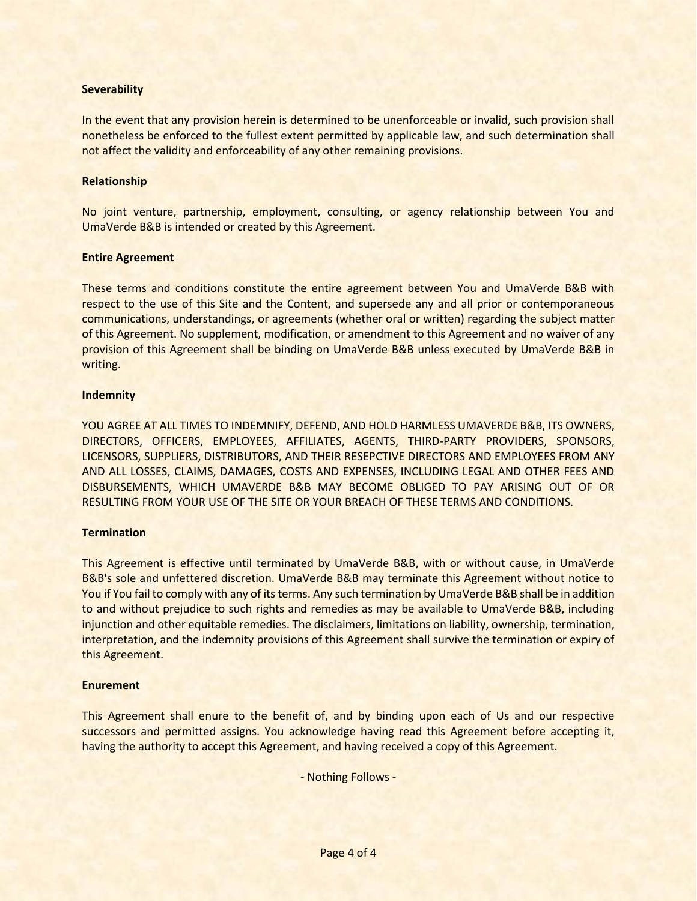**Severability**

In the event that any provision herein is determined to be unenforceable or invalid, such provision shall nonetheless be enforced to the fullest extent permitted by applicable law, and such determination shall not affect the validity and enforceability of any other remaining provisions.

**Relationship**

No joint venture, partnership, employment, consulting, or agency relationship between You and UmaVerde B&B is intended or created by this Agreement.

**Entire Agreement**

These terms and conditions constitute the entire agreement between You and UmaVerde B&B with respect to the use of this Site and the Content, and supersede any and all prior or contemporaneous communications, understandings, or agreements (whether oral or written) regarding the subject matter of this Agreement. No supplement, modification, or amendment to this Agreement and no waiver of any provision of this Agreement shall be binding on UmaVerde B&B unless executed by UmaVerde B&B in writing.

**Indemnity**

YOU AGREE AT ALL TIMES TO INDEMNIFY, DEFEND, AND HOLD HARMLESS UMAVERDE B&B, ITS OWNERS, DIRECTORS, OFFICERS, EMPLOYEES, AFFILIATES, AGENTS, THIRD-PARTY PROVIDERS, SPONSORS, LICENSORS, SUPPLIERS, DISTRIBUTORS, AND THEIR RESEPCTIVE DIRECTORS AND EMPLOYEES FROM ANY AND ALL LOSSES, CLAIMS, DAMAGES, COSTS AND EXPENSES, INCLUDING LEGAL AND OTHER FEES AND DISBURSEMENTS, WHICH UMAVERDE B&B MAY BECOME OBLIGED TO PAY ARISING OUT OF OR RESULTING FROM YOUR USE OF THE SITE OR YOUR BREACH OF THESE TERMS AND CONDITIONS.

**Termination**

This Agreement is effective until terminated by UmaVerde B&B, with or without cause, in UmaVerde B&B's sole and unfettered discretion. UmaVerde B&B may terminate this Agreement without notice to You if You fail to comply with any of its terms. Any such termination by UmaVerde B&B shall be in addition to and without prejudice to such rights and remedies as may be available to UmaVerde B&B, including injunction and other equitable remedies. The disclaimers, limitations on liability, ownership, termination, interpretation, and the indemnity provisions of this Agreement shall survive the termination or expiry of this Agreement.

**Enurement**

This Agreement shall enure to the benefit of, and by binding upon each of Us and our respective successors and permitted assigns. You acknowledge having read this Agreement before accepting it, having the authority to accept this Agreement, and having received a copy of this Agreement.

- Nothing Follows -